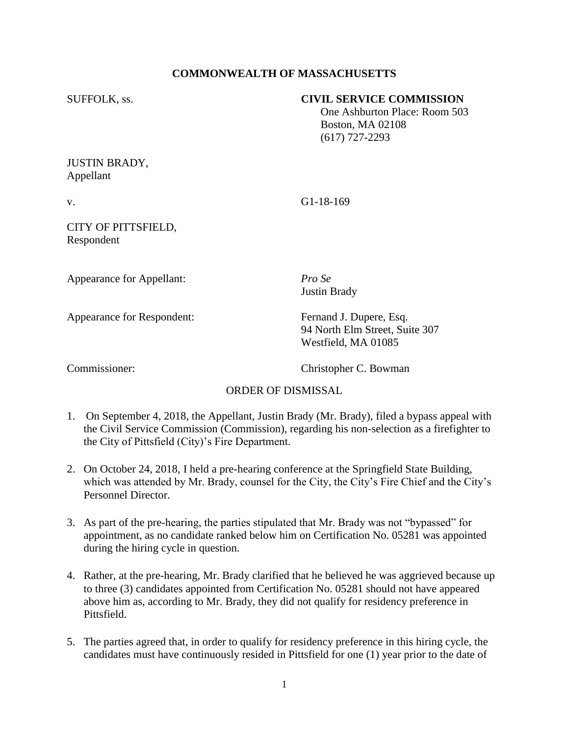**COMMONWEALTH OF MASSACHUSETTS**

SUFFOLK, ss.

**CIVIL SERVICE COMMISSION**
One Ashburton Place: Room 503
Boston, MA 02108
(617) 727-2293

JUSTIN BRADY,
Appellant

v. G1-18-169

CITY OF PITTSFIELD,
Respondent

Appearance for Appellant: *Pro Se*
Justin Brady

Appearance for Respondent: Fernand J. Dupere, Esq.
94 North Elm Street, Suite 307
Westfield, MA 01085

Commissioner: Christopher C. Bowman

ORDER OF DISMISSAL

1. On September 4, 2018, the Appellant, Justin Brady (Mr. Brady), filed a bypass appeal with the Civil Service Commission (Commission), regarding his non-selection as a firefighter to the City of Pittsfield (City)'s Fire Department.

2. On October 24, 2018, I held a pre-hearing conference at the Springfield State Building, which was attended by Mr. Brady, counsel for the City, the City's Fire Chief and the City's Personnel Director.

3. As part of the pre-hearing, the parties stipulated that Mr. Brady was not "bypassed" for appointment, as no candidate ranked below him on Certification No. 05281 was appointed during the hiring cycle in question.

4. Rather, at the pre-hearing, Mr. Brady clarified that he believed he was aggrieved because up to three (3) candidates appointed from Certification No. 05281 should not have appeared above him as, according to Mr. Brady, they did not qualify for residency preference in Pittsfield.

5. The parties agreed that, in order to qualify for residency preference in this hiring cycle, the candidates must have continuously resided in Pittsfield for one (1) year prior to the date of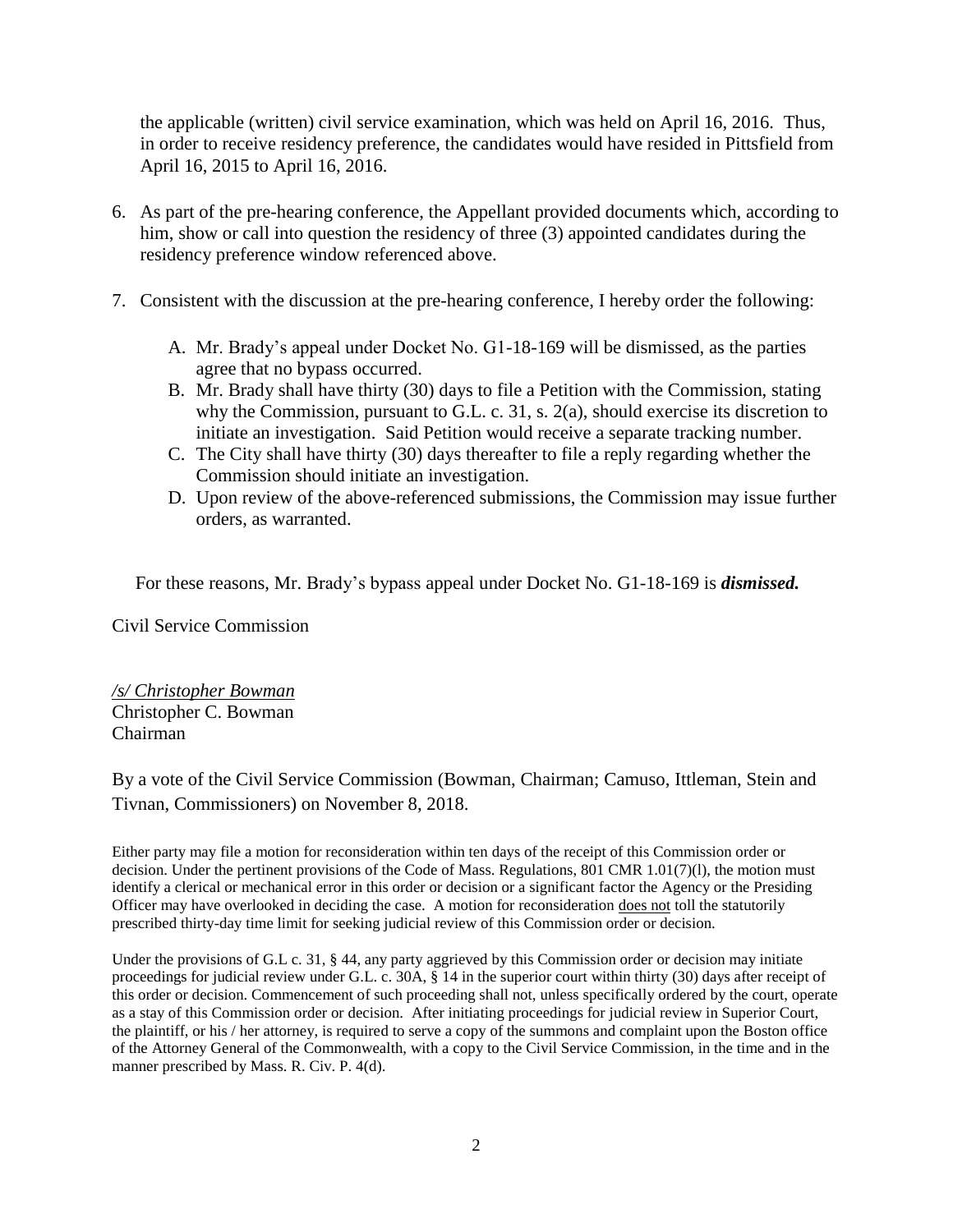the applicable (written) civil service examination, which was held on April 16, 2016. Thus, in order to receive residency preference, the candidates would have resided in Pittsfield from April 16, 2015 to April 16, 2016.

6. As part of the pre-hearing conference, the Appellant provided documents which, according to him, show or call into question the residency of three (3) appointed candidates during the residency preference window referenced above.

7. Consistent with the discussion at the pre-hearing conference, I hereby order the following:

   A. Mr. Brady's appeal under Docket No. G1-18-169 will be dismissed, as the parties agree that no bypass occurred.
   B. Mr. Brady shall have thirty (30) days to file a Petition with the Commission, stating why the Commission, pursuant to G.L. c. 31, s. 2(a), should exercise its discretion to initiate an investigation. Said Petition would receive a separate tracking number.
   C. The City shall have thirty (30) days thereafter to file a reply regarding whether the Commission should initiate an investigation.
   D. Upon review of the above-referenced submissions, the Commission may issue further orders, as warranted.

For these reasons, Mr. Brady's bypass appeal under Docket No. G1-18-169 is ***dismissed.***

Civil Service Commission

*/s/ Christopher Bowman*
Christopher C. Bowman
Chairman

By a vote of the Civil Service Commission (Bowman, Chairman; Camuso, Ittleman, Stein and Tivnan, Commissioners) on November 8, 2018.

Either party may file a motion for reconsideration within ten days of the receipt of this Commission order or decision. Under the pertinent provisions of the Code of Mass. Regulations, 801 CMR 1.01(7)(l), the motion must identify a clerical or mechanical error in this order or decision or a significant factor the Agency or the Presiding Officer may have overlooked in deciding the case. A motion for reconsideration does not toll the statutorily prescribed thirty-day time limit for seeking judicial review of this Commission order or decision.

Under the provisions of G.L c. 31, § 44, any party aggrieved by this Commission order or decision may initiate proceedings for judicial review under G.L. c. 30A, § 14 in the superior court within thirty (30) days after receipt of this order or decision. Commencement of such proceeding shall not, unless specifically ordered by the court, operate as a stay of this Commission order or decision. After initiating proceedings for judicial review in Superior Court, the plaintiff, or his / her attorney, is required to serve a copy of the summons and complaint upon the Boston office of the Attorney General of the Commonwealth, with a copy to the Civil Service Commission, in the time and in the manner prescribed by Mass. R. Civ. P. 4(d).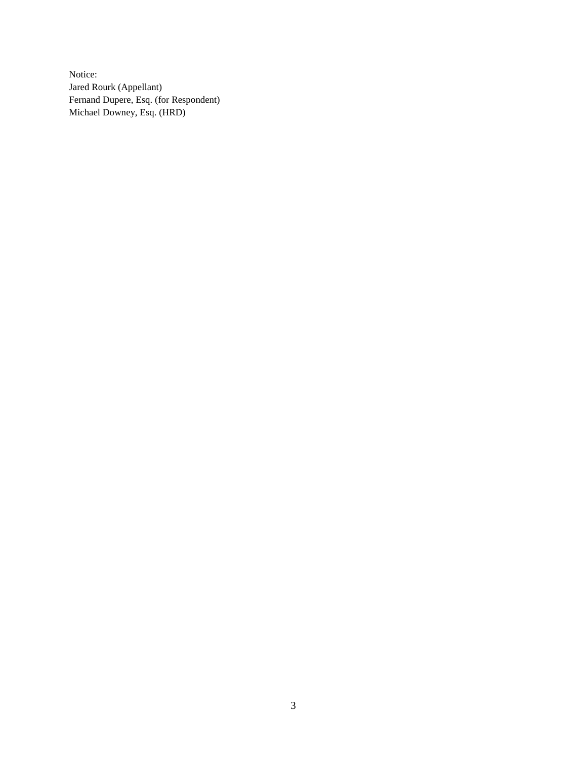Notice:  
Jared Rourk (Appellant)  
Fernand Dupere, Esq. (for Respondent)  
Michael Downey, Esq. (HRD)